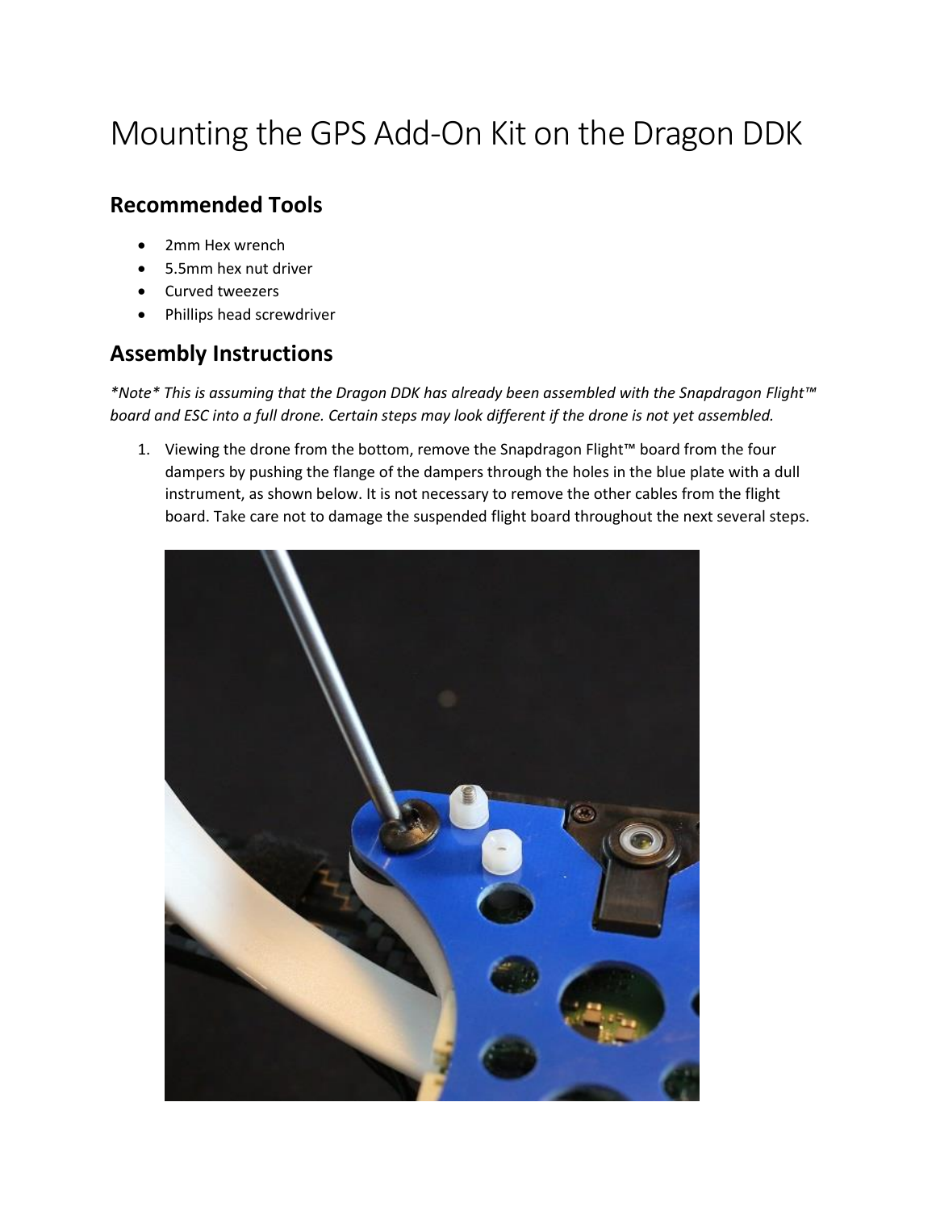# Mounting the GPS Add-On Kit on the Dragon DDK

## Recommended Tools

- 2mm Hex wrench
- 5.5mm hex nut driver
- Curved tweezers
- Phillips head screwdriver

## Assembly Instructions

*\*Note\* This is assuming that the Dragon DDK has already been assembled with the Snapdragon Flight™ board and ESC into a full drone. Certain steps may look different if the drone is not yet assembled.*

1. Viewing the drone from the bottom, remove the Snapdragon Flight™ board from the four dampers by pushing the flange of the dampers through the holes in the blue plate with a dull instrument, as shown below. It is not necessary to remove the other cables from the flight board. Take care not to damage the suspended flight board throughout the next several steps.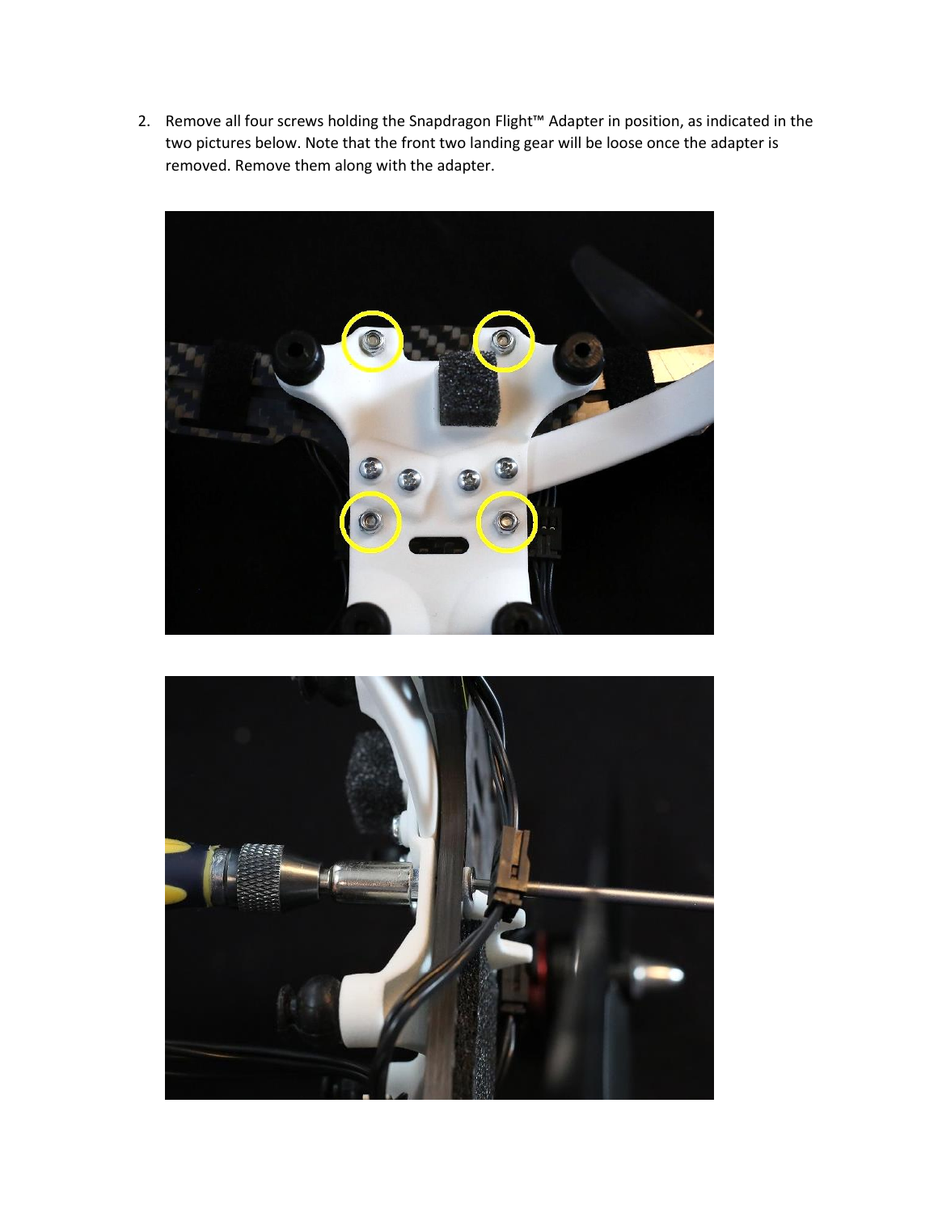2. Remove all four screws holding the Snapdragon Flight™ Adapter in position, as indicated in the two pictures below. Note that the front two landing gear will be loose once the adapter is removed. Remove them along with the adapter.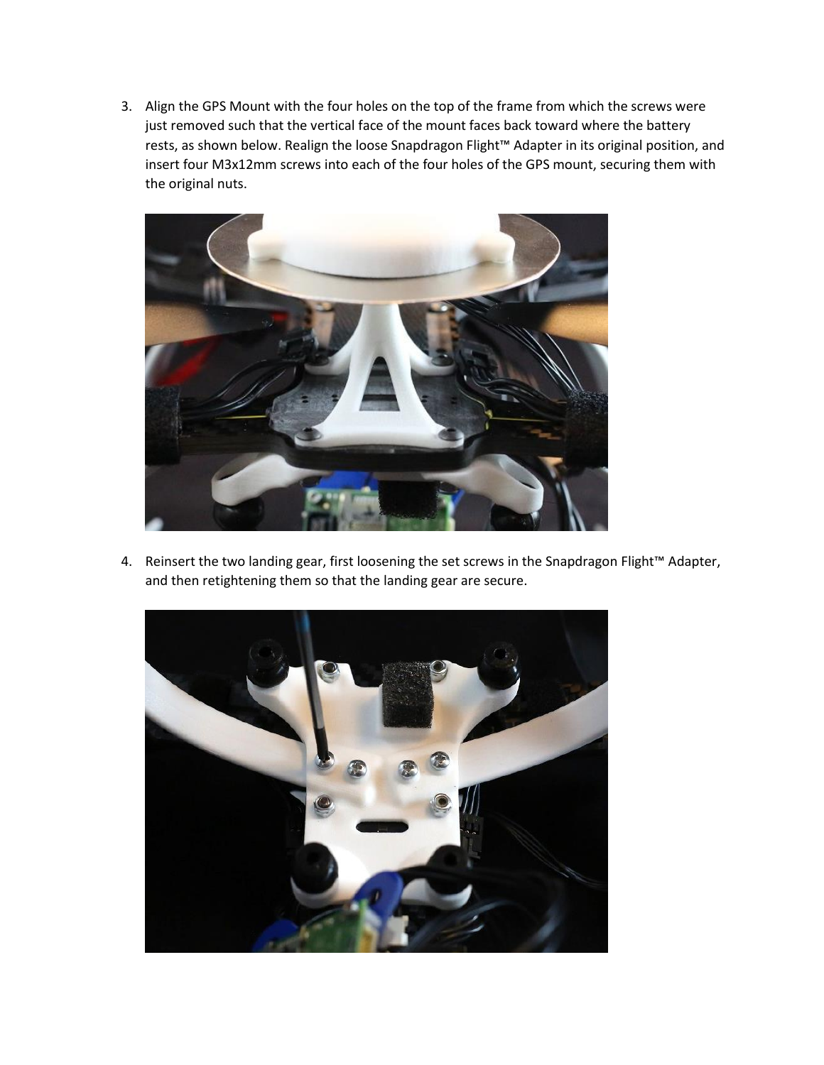3. Align the GPS Mount with the four holes on the top of the frame from which the screws were just removed such that the vertical face of the mount faces back toward where the battery rests, as shown below. Realign the loose Snapdragon Flight™ Adapter in its original position, and insert four M3x12mm screws into each of the four holes of the GPS mount, securing them with the original nuts.

4. Reinsert the two landing gear, first loosening the set screws in the Snapdragon Flight™ Adapter, and then retightening them so that the landing gear are secure.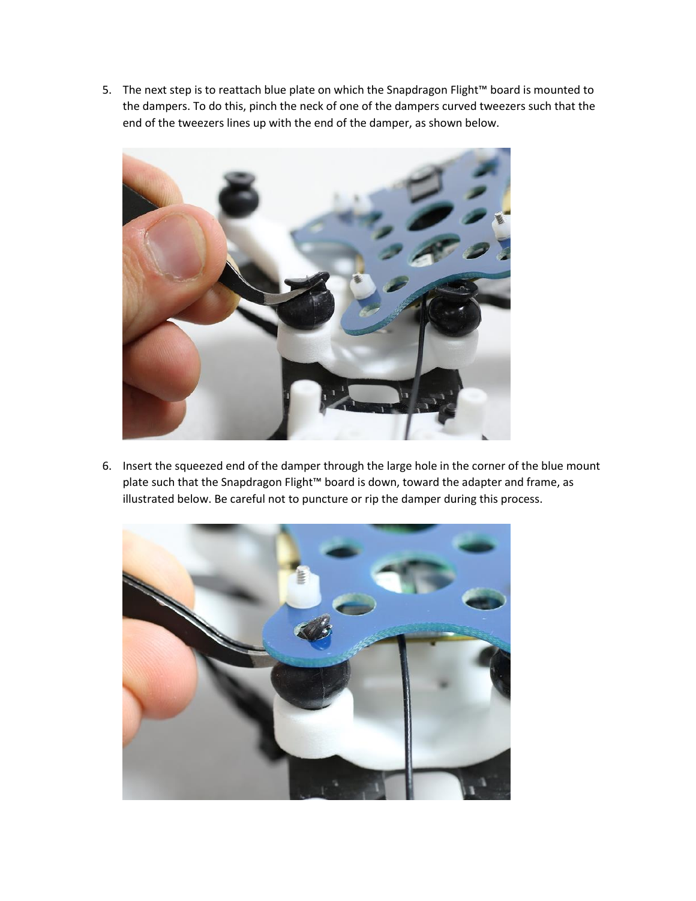5. The next step is to reattach blue plate on which the Snapdragon Flight™ board is mounted to the dampers. To do this, pinch the neck of one of the dampers curved tweezers such that the end of the tweezers lines up with the end of the damper, as shown below.

6. Insert the squeezed end of the damper through the large hole in the corner of the blue mount plate such that the Snapdragon Flight™ board is down, toward the adapter and frame, as illustrated below. Be careful not to puncture or rip the damper during this process.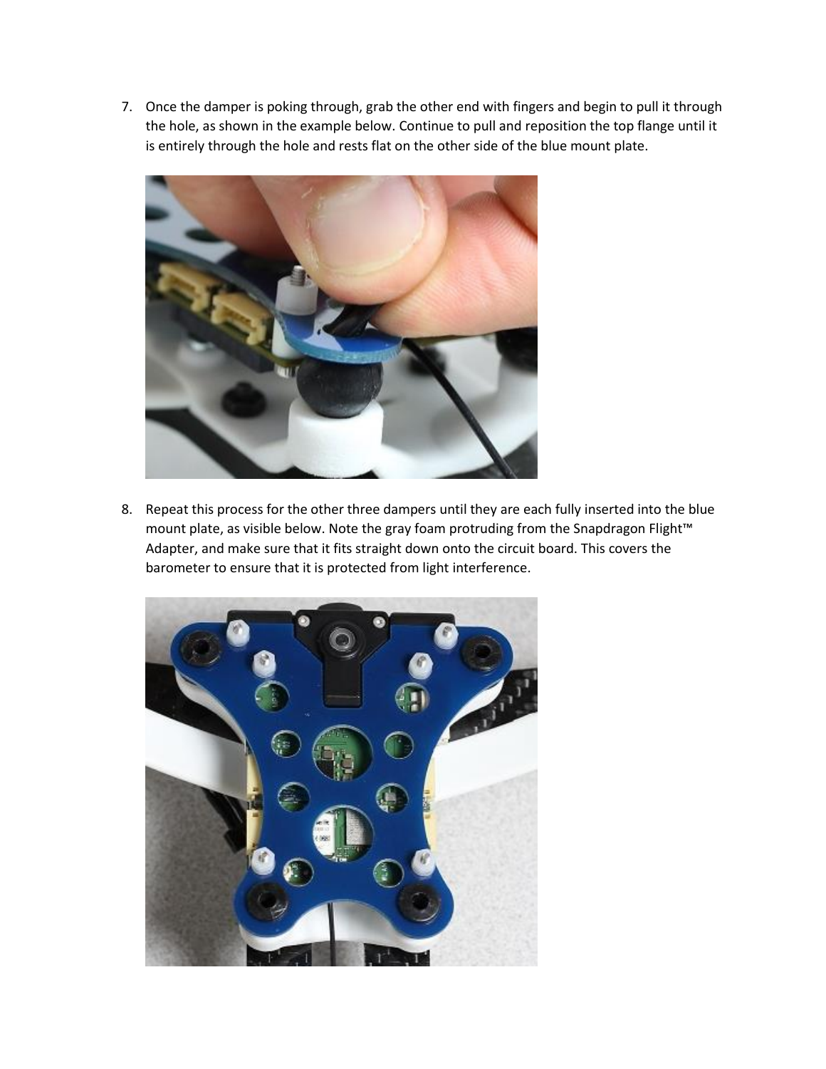7. Once the damper is poking through, grab the other end with fingers and begin to pull it through the hole, as shown in the example below. Continue to pull and reposition the top flange until it is entirely through the hole and rests flat on the other side of the blue mount plate.

8. Repeat this process for the other three dampers until they are each fully inserted into the blue mount plate, as visible below. Note the gray foam protruding from the Snapdragon Flight™ Adapter, and make sure that it fits straight down onto the circuit board. This covers the barometer to ensure that it is protected from light interference.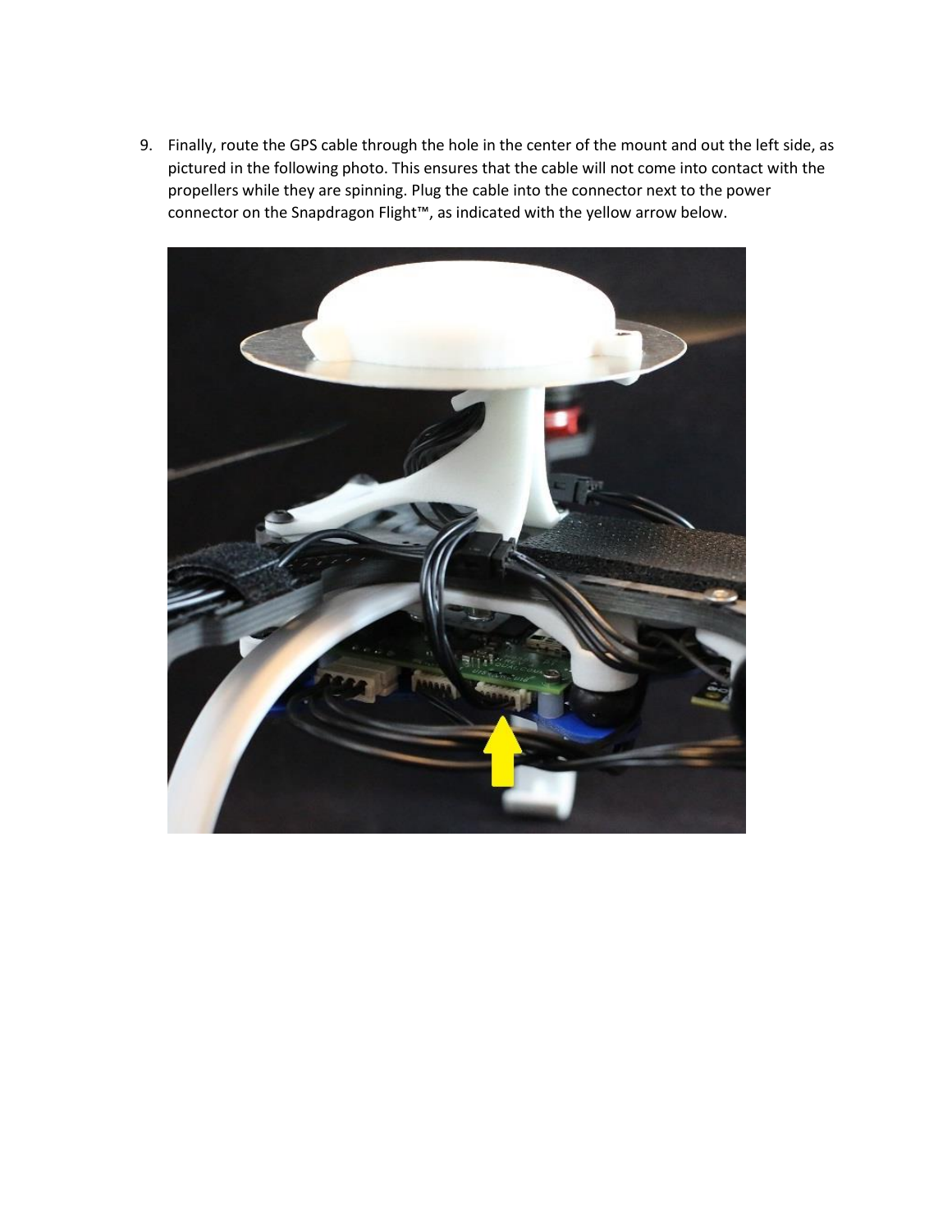9. Finally, route the GPS cable through the hole in the center of the mount and out the left side, as pictured in the following photo. This ensures that the cable will not come into contact with the propellers while they are spinning. Plug the cable into the connector next to the power connector on the Snapdragon Flight™, as indicated with the yellow arrow below.